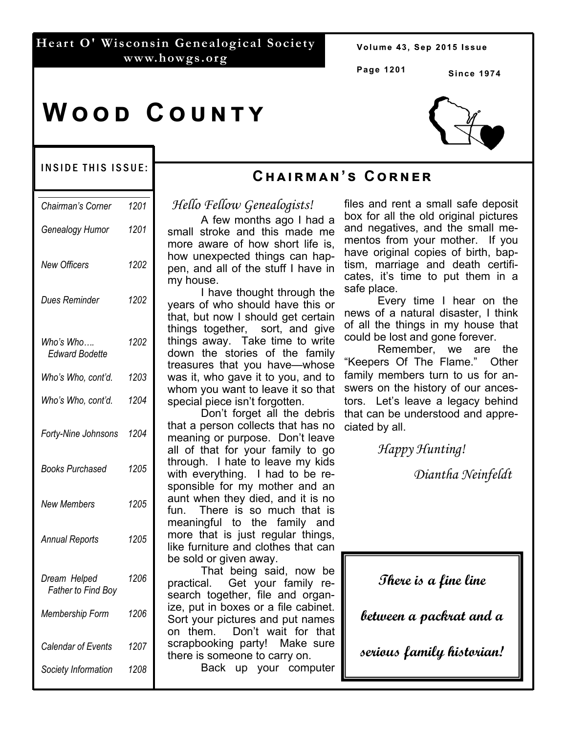**Heart O' Wisconsin Genealogical Society**
**www.howgs.org**

Volume 43, Sep 2015 Issue

Since 1974

# Wood County

## Inside This Issue:

| Article | Page |
|---|---|
| *Chairman's Corner* | 1201 |
| *Genealogy Humor* | 1201 |
| *New Officers* | 1202 |
| *Dues Reminder* | 1202 |
| *Who's Who…. Edward Bodette* | 1202 |
| *Who's Who, cont'd.* | 1203 |
| *Who's Who, cont'd.* | 1204 |
| *Forty-Nine Johnsons* | 1204 |
| *Books Purchased* | 1205 |
| *New Members* | 1205 |
| *Annual Reports* | 1205 |
| *Dream Helped Father to Find Boy* | 1206 |
| *Membership Form* | 1206 |
| *Calendar of Events* | 1207 |
| *Society Information* | 1208 |

## Chairman's Corner

*Hello Fellow Genealogists!*

A few months ago I had a small stroke and this made me more aware of how short life is, how unexpected things can happen, and all of the stuff I have in my house.

I have thought through the years of who should have this or that, but now I should get certain things together, sort, and give things away. Take time to write down the stories of the family treasures that you have—whose was it, who gave it to you, and to whom you want to leave it so that special piece isn't forgotten.

Don't forget all the debris that a person collects that has no meaning or purpose. Don't leave all of that for your family to go through. I hate to leave my kids with everything. I had to be responsible for my mother and an aunt when they died, and it is no fun. There is so much that is meaningful to the family and more that is just regular things, like furniture and clothes that can be sold or given away.

That being said, now be practical. Get your family research together, file and organize, put in boxes or a file cabinet. Sort your pictures and put names on them. Don't wait for that scrapbooking party! Make sure there is someone to carry on.

Back up your computer files and rent a small safe deposit box for all the old original pictures and negatives, and the small mementos from your mother. If you have original copies of birth, baptism, marriage and death certificates, it's time to put them in a safe place.

Every time I hear on the news of a natural disaster, I think of all the things in my house that could be lost and gone forever.

Remember, we are the "Keepers Of The Flame." Other family members turn to us for answers on the history of our ancestors. Let's leave a legacy behind that can be understood and appreciated by all.

*Happy Hunting!*

*Diantha Neinfeldt*

---

***There is a fine line between a packrat and a serious family historian!***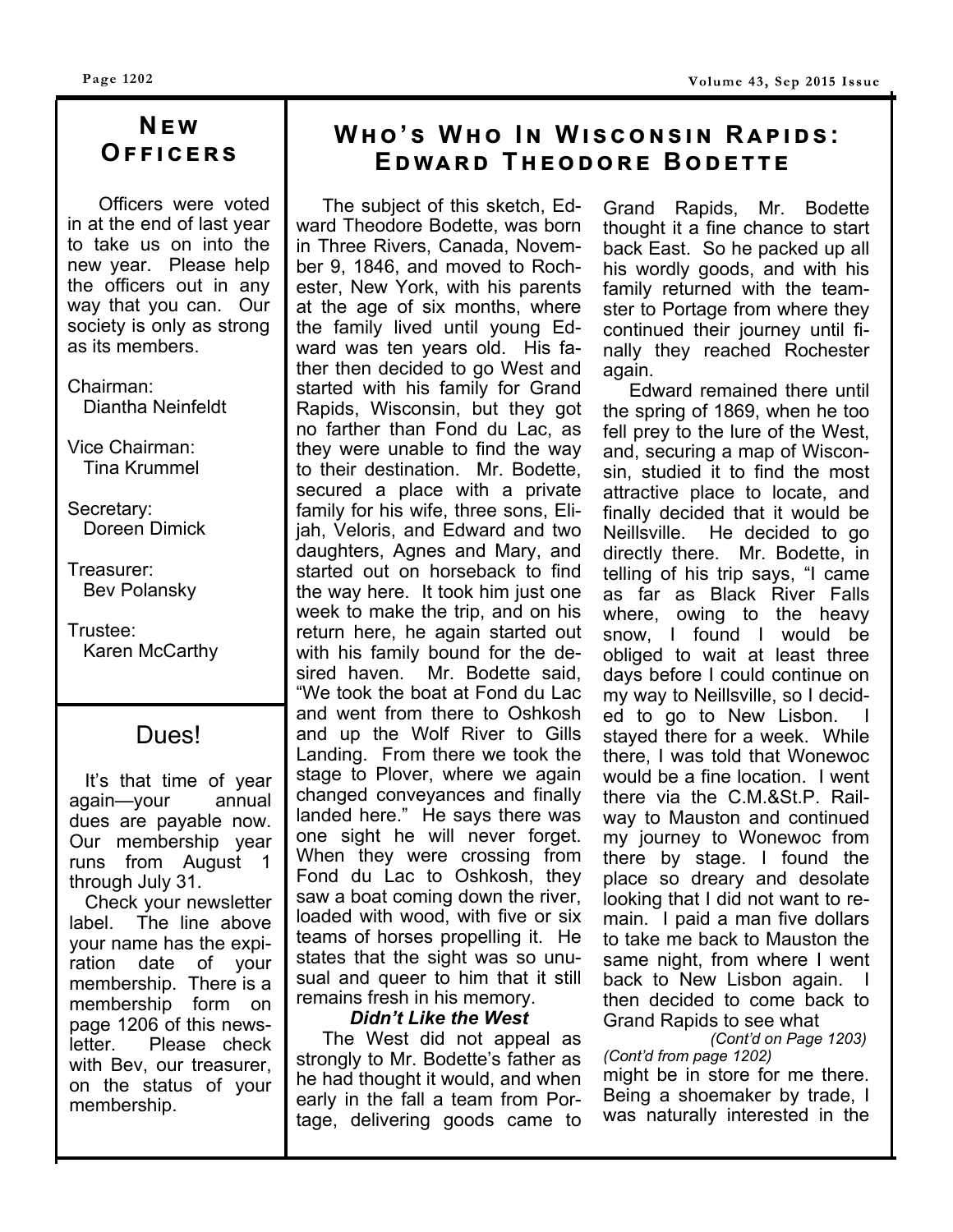## New Officers

Officers were voted in at the end of last year to take us on into the new year. Please help the officers out in any way that you can. Our society is only as strong as its members.

Chairman:
Diantha Neinfeldt

Vice Chairman:
Tina Krummel

Secretary:
Doreen Dimick

Treasurer:
Bev Polansky

Trustee:
Karen McCarthy

## Dues!

It's that time of year again—your annual dues are payable now. Our membership year runs from August 1 through July 31.

Check your newsletter label. The line above your name has the expiration date of your membership. There is a membership form on page 1206 of this newsletter. Please check with Bev, our treasurer, on the status of your membership.

## Who's Who In Wisconsin Rapids: Edward Theodore Bodette

The subject of this sketch, Edward Theodore Bodette, was born in Three Rivers, Canada, November 9, 1846, and moved to Rochester, New York, with his parents at the age of six months, where the family lived until young Edward was ten years old. His father then decided to go West and started with his family for Grand Rapids, Wisconsin, but they got no farther than Fond du Lac, as they were unable to find the way to their destination. Mr. Bodette, secured a place with a private family for his wife, three sons, Elijah, Veloris, and Edward and two daughters, Agnes and Mary, and started out on horseback to find the way here. It took him just one week to make the trip, and on his return here, he again started out with his family bound for the desired haven. Mr. Bodette said, "We took the boat at Fond du Lac and went from there to Oshkosh and up the Wolf River to Gills Landing. From there we took the stage to Plover, where we again changed conveyances and finally landed here." He says there was one sight he will never forget. When they were crossing from Fond du Lac to Oshkosh, they saw a boat coming down the river, loaded with wood, with five or six teams of horses propelling it. He states that the sight was so unusual and queer to him that it still remains fresh in his memory.

***Didn't Like the West***

The West did not appeal as strongly to Mr. Bodette's father as he had thought it would, and when early in the fall a team from Portage, delivering goods came to Grand Rapids, Mr. Bodette thought it a fine chance to start back East. So he packed up all his wordly goods, and with his family returned with the teamster to Portage from where they continued their journey until finally they reached Rochester again.

Edward remained there until the spring of 1869, when he too fell prey to the lure of the West, and, securing a map of Wisconsin, studied it to find the most attractive place to locate, and finally decided that it would be Neillsville. He decided to go directly there. Mr. Bodette, in telling of his trip says, "I came as far as Black River Falls where, owing to the heavy snow, I found I would be obliged to wait at least three days before I could continue on my way to Neillsville, so I decided to go to New Lisbon. I stayed there for a week. While there, I was told that Wonewoc would be a fine location. I went there via the C.M.&St.P. Railway to Mauston and continued my journey to Wonewoc from there by stage. I found the place so dreary and desolate looking that I did not want to remain. I paid a man five dollars to take me back to Mauston the same night, from where I went back to New Lisbon again. I then decided to come back to Grand Rapids to see what

*(Cont'd on Page 1203)*

*(Cont'd from page 1202)*

might be in store for me there. Being a shoemaker by trade, I was naturally interested in the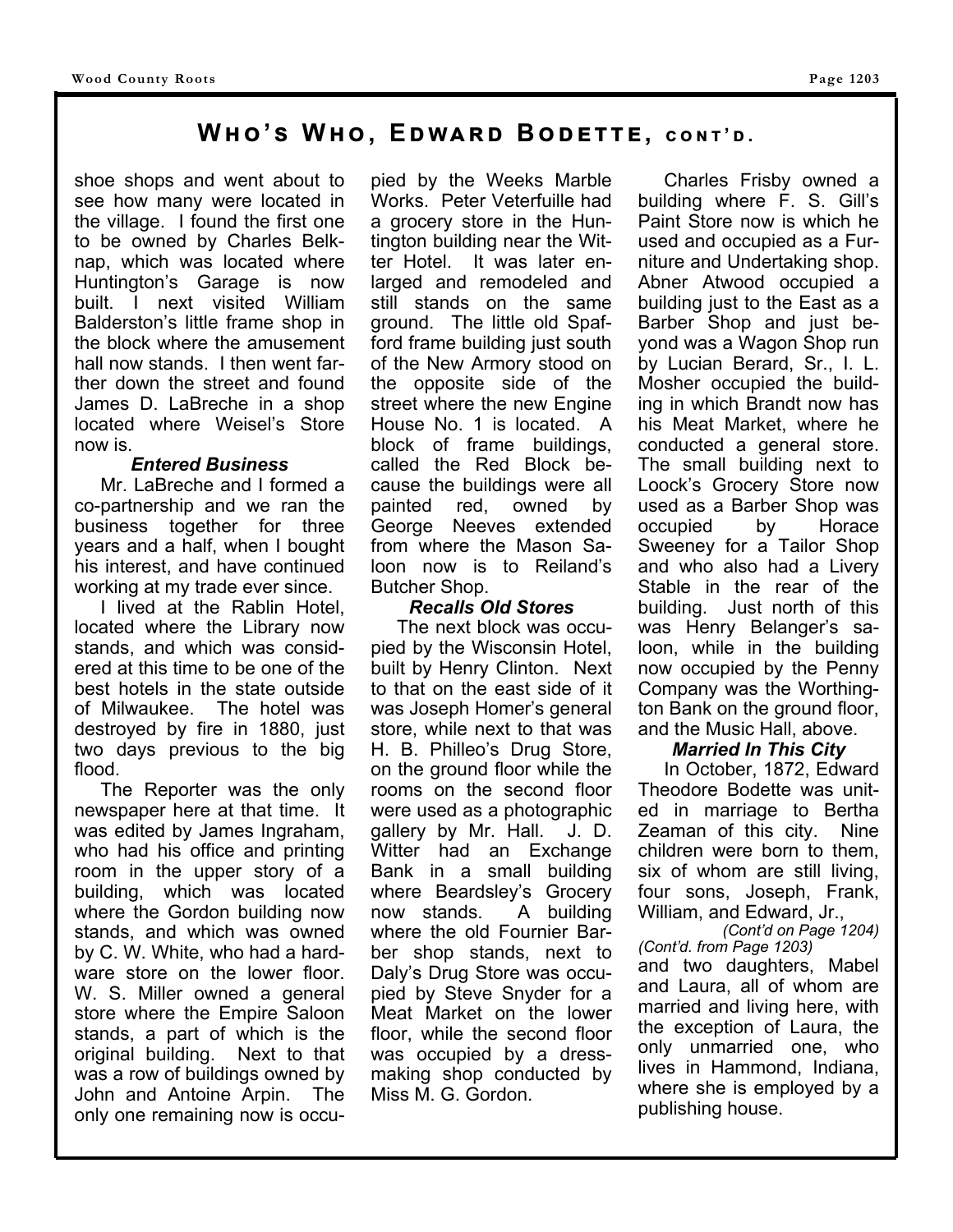## Who's Who, Edward Bodette, cont'd.

shoe shops and went about to see how many were located in the village. I found the first one to be owned by Charles Belknap, which was located where Huntington's Garage is now built. I next visited William Balderston's little frame shop in the block where the amusement hall now stands. I then went farther down the street and found James D. LaBreche in a shop located where Weisel's Store now is.

***Entered Business***

Mr. LaBreche and I formed a co-partnership and we ran the business together for three years and a half, when I bought his interest, and have continued working at my trade ever since.

I lived at the Rablin Hotel, located where the Library now stands, and which was considered at this time to be one of the best hotels in the state outside of Milwaukee. The hotel was destroyed by fire in 1880, just two days previous to the big flood.

The Reporter was the only newspaper here at that time. It was edited by James Ingraham, who had his office and printing room in the upper story of a building, which was located where the Gordon building now stands, and which was owned by C. W. White, who had a hardware store on the lower floor. W. S. Miller owned a general store where the Empire Saloon stands, a part of which is the original building. Next to that was a row of buildings owned by John and Antoine Arpin. The only one remaining now is occupied by the Weeks Marble Works. Peter Veterfuille had a grocery store in the Huntington building near the Witter Hotel. It was later enlarged and remodeled and still stands on the same ground. The little old Spafford frame building just south of the New Armory stood on the opposite side of the street where the new Engine House No. 1 is located. A block of frame buildings, called the Red Block because the buildings were all painted red, owned by George Neeves extended from where the Mason Saloon now is to Reiland's Butcher Shop.

***Recalls Old Stores***

The next block was occupied by the Wisconsin Hotel, built by Henry Clinton. Next to that on the east side of it was Joseph Homer's general store, while next to that was H. B. Philleo's Drug Store, on the ground floor while the rooms on the second floor were used as a photographic gallery by Mr. Hall. J. D. Witter had an Exchange Bank in a small building where Beardsley's Grocery now stands. A building where the old Fournier Barber shop stands, next to Daly's Drug Store was occupied by Steve Snyder for a Meat Market on the lower floor, while the second floor was occupied by a dressmaking shop conducted by Miss M. G. Gordon.

Charles Frisby owned a building where F. S. Gill's Paint Store now is which he used and occupied as a Furniture and Undertaking shop. Abner Atwood occupied a building just to the East as a Barber Shop and just beyond was a Wagon Shop run by Lucian Berard, Sr., I. L. Mosher occupied the building in which Brandt now has his Meat Market, where he conducted a general store. The small building next to Loock's Grocery Store now used as a Barber Shop was occupied by Horace Sweeney for a Tailor Shop and who also had a Livery Stable in the rear of the building. Just north of this was Henry Belanger's saloon, while in the building now occupied by the Penny Company was the Worthington Bank on the ground floor, and the Music Hall, above.

***Married In This City***

In October, 1872, Edward Theodore Bodette was united in marriage to Bertha Zeaman of this city. Nine children were born to them, six of whom are still living, four sons, Joseph, Frank, William, and Edward, Jr.,

*(Cont'd on Page 1204)*

*(Cont'd. from Page 1203)*

and two daughters, Mabel and Laura, all of whom are married and living here, with the exception of Laura, the only unmarried one, who lives in Hammond, Indiana, where she is employed by a publishing house.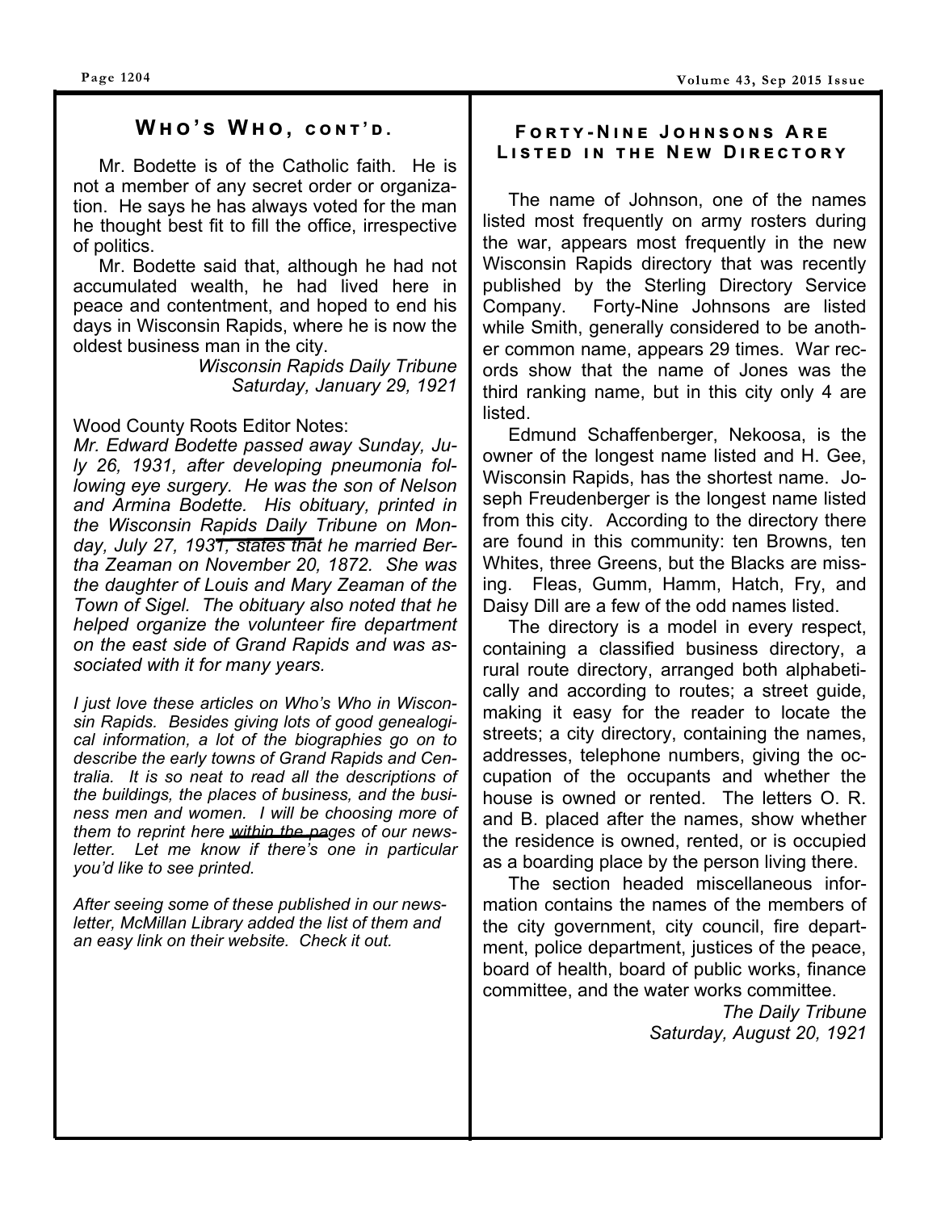## Who's Who, cont'd.

Mr. Bodette is of the Catholic faith. He is not a member of any secret order or organization. He says he has always voted for the man he thought best fit to fill the office, irrespective of politics.

Mr. Bodette said that, although he had not accumulated wealth, he had lived here in peace and contentment, and hoped to end his days in Wisconsin Rapids, where he is now the oldest business man in the city.

*Wisconsin Rapids Daily Tribune*
*Saturday, January 29, 1921*

Wood County Roots Editor Notes:

*Mr. Edward Bodette passed away Sunday, July 26, 1931, after developing pneumonia following eye surgery. He was the son of Nelson and Armina Bodette. His obituary, printed in the Wisconsin Rapids Daily Tribune on Monday, July 27, 1931, states that he married Bertha Zeaman on November 20, 1872. She was the daughter of Louis and Mary Zeaman of the Town of Sigel. The obituary also noted that he helped organize the volunteer fire department on the east side of Grand Rapids and was associated with it for many years.*

*I just love these articles on Who's Who in Wisconsin Rapids. Besides giving lots of good genealogical information, a lot of the biographies go on to describe the early towns of Grand Rapids and Centralia. It is so neat to read all the descriptions of the buildings, the places of business, and the business men and women. I will be choosing more of them to reprint here within the pages of our newsletter. Let me know if there's one in particular you'd like to see printed.*

*After seeing some of these published in our newsletter, McMillan Library added the list of them and an easy link on their website. Check it out.*

## Forty-Nine Johnsons Are Listed in the New Directory

The name of Johnson, one of the names listed most frequently on army rosters during the war, appears most frequently in the new Wisconsin Rapids directory that was recently published by the Sterling Directory Service Company. Forty-Nine Johnsons are listed while Smith, generally considered to be another common name, appears 29 times. War records show that the name of Jones was the third ranking name, but in this city only 4 are listed.

Edmund Schaffenberger, Nekoosa, is the owner of the longest name listed and H. Gee, Wisconsin Rapids, has the shortest name. Joseph Freudenberger is the longest name listed from this city. According to the directory there are found in this community: ten Browns, ten Whites, three Greens, but the Blacks are missing. Fleas, Gumm, Hamm, Hatch, Fry, and Daisy Dill are a few of the odd names listed.

The directory is a model in every respect, containing a classified business directory, a rural route directory, arranged both alphabetically and according to routes; a street guide, making it easy for the reader to locate the streets; a city directory, containing the names, addresses, telephone numbers, giving the occupation of the occupants and whether the house is owned or rented. The letters O. R. and B. placed after the names, show whether the residence is owned, rented, or is occupied as a boarding place by the person living there.

The section headed miscellaneous information contains the names of the members of the city government, city council, fire department, police department, justices of the peace, board of health, board of public works, finance committee, and the water works committee.

*The Daily Tribune*
*Saturday, August 20, 1921*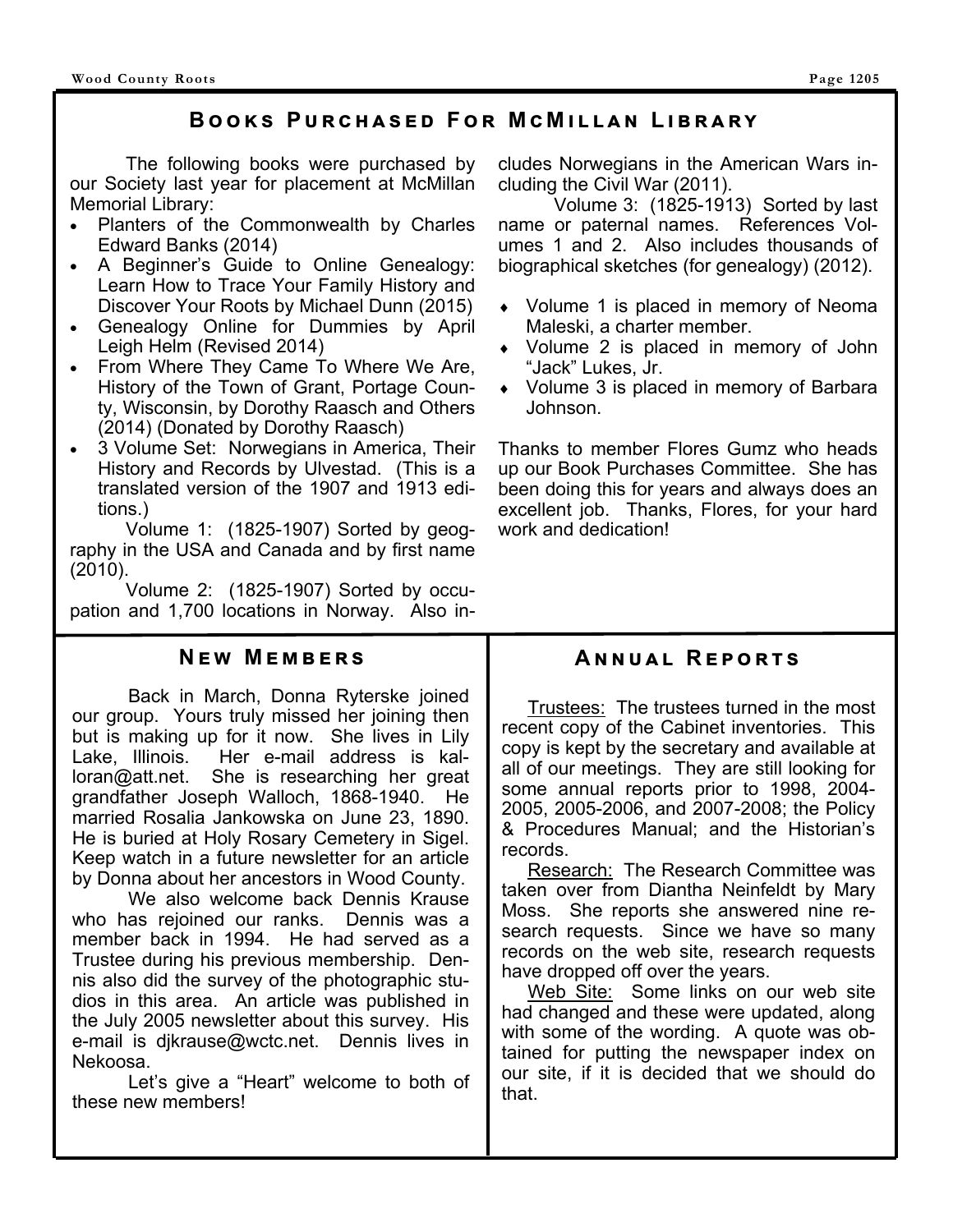## Books Purchased For McMillan Library

The following books were purchased by our Society last year for placement at McMillan Memorial Library:

- Planters of the Commonwealth by Charles Edward Banks (2014)
- A Beginner's Guide to Online Genealogy: Learn How to Trace Your Family History and Discover Your Roots by Michael Dunn (2015)
- Genealogy Online for Dummies by April Leigh Helm (Revised 2014)
- From Where They Came To Where We Are, History of the Town of Grant, Portage County, Wisconsin, by Dorothy Raasch and Others (2014) (Donated by Dorothy Raasch)
- 3 Volume Set: Norwegians in America, Their History and Records by Ulvestad. (This is a translated version of the 1907 and 1913 editions.)

Volume 1: (1825-1907) Sorted by geography in the USA and Canada and by first name (2010).

Volume 2: (1825-1907) Sorted by occupation and 1,700 locations in Norway. Also includes Norwegians in the American Wars including the Civil War (2011).

Volume 3: (1825-1913) Sorted by last name or paternal names. References Volumes 1 and 2. Also includes thousands of biographical sketches (for genealogy) (2012).

- Volume 1 is placed in memory of Neoma Maleski, a charter member.
- Volume 2 is placed in memory of John "Jack" Lukes, Jr.
- Volume 3 is placed in memory of Barbara Johnson.

Thanks to member Flores Gumz who heads up our Book Purchases Committee. She has been doing this for years and always does an excellent job. Thanks, Flores, for your hard work and dedication!

## New Members

Back in March, Donna Ryterske joined our group. Yours truly missed her joining then but is making up for it now. She lives in Lily Lake, Illinois. Her e-mail address is kalloran@att.net. She is researching her great grandfather Joseph Walloch, 1868-1940. He married Rosalia Jankowska on June 23, 1890. He is buried at Holy Rosary Cemetery in Sigel. Keep watch in a future newsletter for an article by Donna about her ancestors in Wood County.

We also welcome back Dennis Krause who has rejoined our ranks. Dennis was a member back in 1994. He had served as a Trustee during his previous membership. Dennis also did the survey of the photographic studios in this area. An article was published in the July 2005 newsletter about this survey. His e-mail is djkrause@wctc.net. Dennis lives in Nekoosa.

Let's give a "Heart" welcome to both of these new members!

## Annual Reports

Trustees: The trustees turned in the most recent copy of the Cabinet inventories. This copy is kept by the secretary and available at all of our meetings. They are still looking for some annual reports prior to 1998, 2004-2005, 2005-2006, and 2007-2008; the Policy & Procedures Manual; and the Historian's records.

Research: The Research Committee was taken over from Diantha Neinfeldt by Mary Moss. She reports she answered nine research requests. Since we have so many records on the web site, research requests have dropped off over the years.

Web Site: Some links on our web site had changed and these were updated, along with some of the wording. A quote was obtained for putting the newspaper index on our site, if it is decided that we should do that.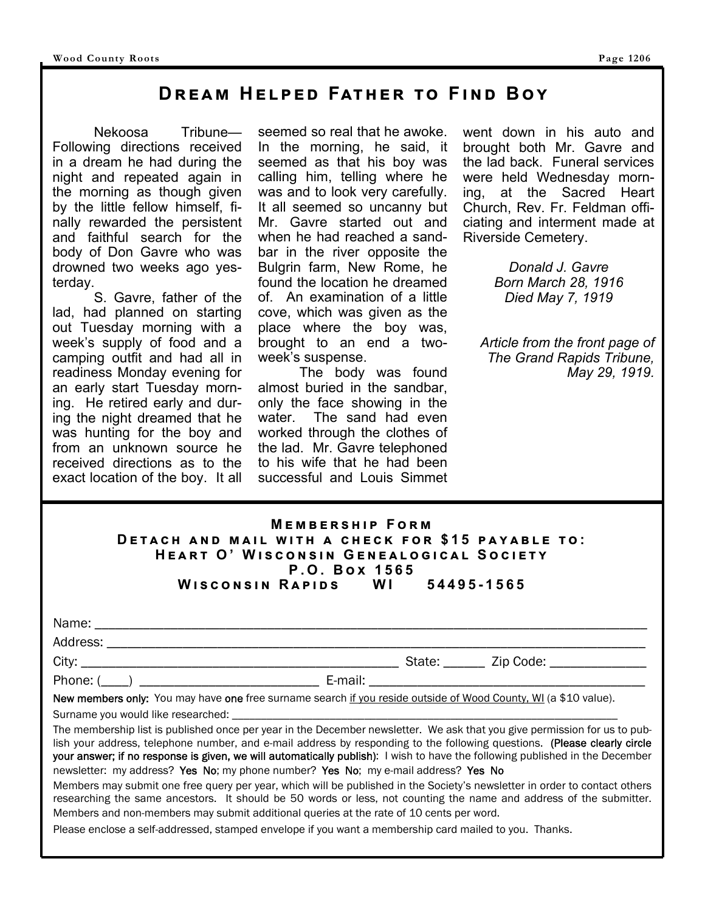# Dream Helped Father to Find Boy

Nekoosa Tribune—Following directions received in a dream he had during the night and repeated again in the morning as though given by the little fellow himself, finally rewarded the persistent and faithful search for the body of Don Gavre who was drowned two weeks ago yesterday.

S. Gavre, father of the lad, had planned on starting out Tuesday morning with a week's supply of food and a camping outfit and had all in readiness Monday evening for an early start Tuesday morning. He retired early and during the night dreamed that he was hunting for the boy and from an unknown source he received directions as to the exact location of the boy. It all seemed so real that he awoke. In the morning, he said, it seemed as that his boy was calling him, telling where he was and to look very carefully. It all seemed so uncanny but Mr. Gavre started out and when he had reached a sandbar in the river opposite the Bulgrin farm, New Rome, he found the location he dreamed of. An examination of a little cove, which was given as the place where the boy was, brought to an end a two-week's suspense.

The body was found almost buried in the sandbar, only the face showing in the water. The sand had even worked through the clothes of the lad. Mr. Gavre telephoned to his wife that he had been successful and Louis Simmet went down in his auto and brought both Mr. Gavre and the lad back. Funeral services were held Wednesday morning, at the Sacred Heart Church, Rev. Fr. Feldman officiating and interment made at Riverside Cemetery.

*Donald J. Gavre*
*Born March 28, 1916*
*Died May 7, 1919*

*Article from the front page of The Grand Rapids Tribune, May 29, 1919.*

---

## Membership Form

**Detach and mail with a check for $15 payable to:**
**Heart O' Wisconsin Genealogical Society**
**P.O. Box 1565**
**Wisconsin Rapids WI 54495-1565**

Name: ______________________________________________

Address: ______________________________________________

City: ______________________________ State: ______ Zip Code: ______________

Phone: (____) ________________________ E-mail: ______________________________

**New members only:** You may have **one** free surname search if you reside outside of Wood County, WI (a $10 value).

Surname you would like researched: ______________________________________________

The membership list is published once per year in the December newsletter. We ask that you give permission for us to publish your address, telephone number, and e-mail address by responding to the following questions. **(Please clearly circle your answer; if no response is given, we will automatically publish)**: I wish to have the following published in the December newsletter: my address? **Yes No**; my phone number? **Yes No**; my e-mail address? **Yes No**

Members may submit one free query per year, which will be published in the Society's newsletter in order to contact others researching the same ancestors. It should be 50 words or less, not counting the name and address of the submitter. Members and non-members may submit additional queries at the rate of 10 cents per word.

Please enclose a self-addressed, stamped envelope if you want a membership card mailed to you. Thanks.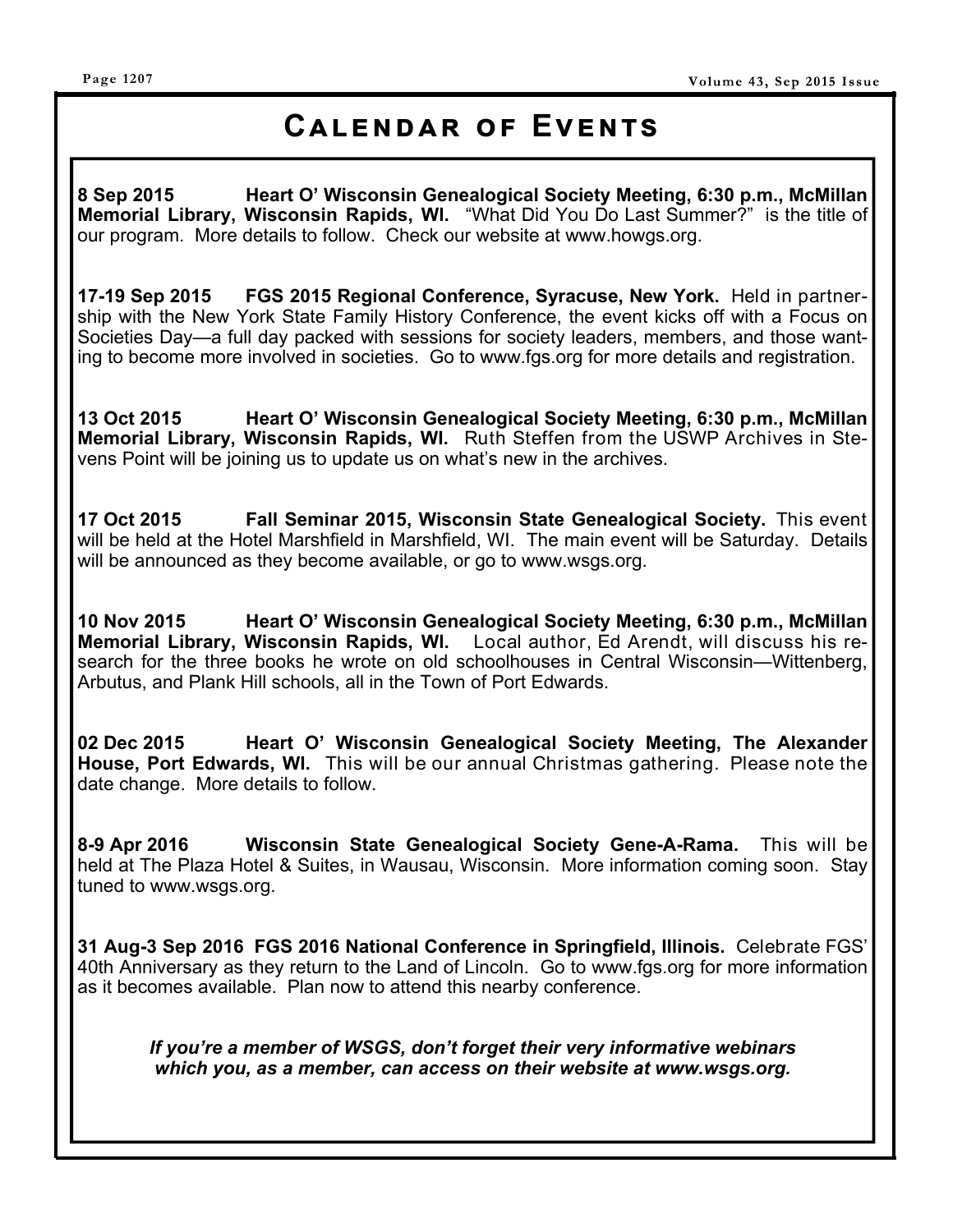# Calendar of Events

**8 Sep 2015 Heart O' Wisconsin Genealogical Society Meeting, 6:30 p.m., McMillan Memorial Library, Wisconsin Rapids, WI.** "What Did You Do Last Summer?" is the title of our program. More details to follow. Check our website at www.howgs.org.

**17-19 Sep 2015 FGS 2015 Regional Conference, Syracuse, New York.** Held in partnership with the New York State Family History Conference, the event kicks off with a Focus on Societies Day—a full day packed with sessions for society leaders, members, and those wanting to become more involved in societies. Go to www.fgs.org for more details and registration.

**13 Oct 2015 Heart O' Wisconsin Genealogical Society Meeting, 6:30 p.m., McMillan Memorial Library, Wisconsin Rapids, WI.** Ruth Steffen from the USWP Archives in Stevens Point will be joining us to update us on what's new in the archives.

**17 Oct 2015 Fall Seminar 2015, Wisconsin State Genealogical Society.** This event will be held at the Hotel Marshfield in Marshfield, WI. The main event will be Saturday. Details will be announced as they become available, or go to www.wsgs.org.

**10 Nov 2015 Heart O' Wisconsin Genealogical Society Meeting, 6:30 p.m., McMillan Memorial Library, Wisconsin Rapids, WI.** Local author, Ed Arendt, will discuss his research for the three books he wrote on old schoolhouses in Central Wisconsin—Wittenberg, Arbutus, and Plank Hill schools, all in the Town of Port Edwards.

**02 Dec 2015 Heart O' Wisconsin Genealogical Society Meeting, The Alexander House, Port Edwards, WI.** This will be our annual Christmas gathering. Please note the date change. More details to follow.

**8-9 Apr 2016 Wisconsin State Genealogical Society Gene-A-Rama.** This will be held at The Plaza Hotel & Suites, in Wausau, Wisconsin. More information coming soon. Stay tuned to www.wsgs.org.

**31 Aug-3 Sep 2016 FGS 2016 National Conference in Springfield, Illinois.** Celebrate FGS' 40th Anniversary as they return to the Land of Lincoln. Go to www.fgs.org for more information as it becomes available. Plan now to attend this nearby conference.

***If you're a member of WSGS, don't forget their very informative webinars which you, as a member, can access on their website at www.wsgs.org.***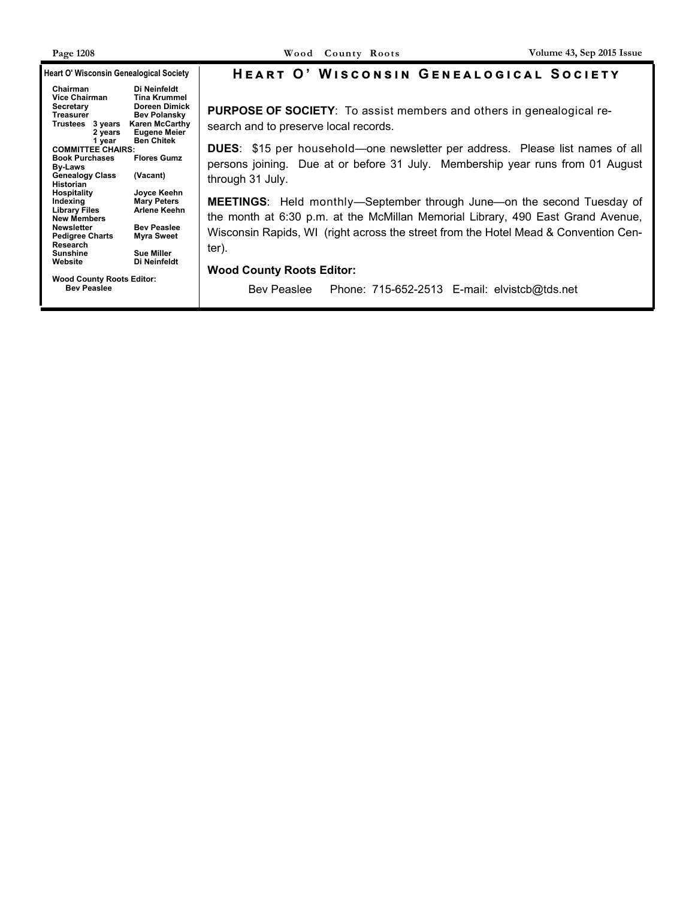**Heart O' Wisconsin Genealogical Society**

| | |
|---|---|
| Chairman | Di Neinfeldt |
| Vice Chairman | Tina Krummel |
| Secretary | Doreen Dimick |
| Treasurer | Bev Polansky |
| Trustees 3 years | Karen McCarthy |
| 2 years | Eugene Meier |
| 1 year | Ben Chitek |
| **COMMITTEE CHAIRS:** | |
| Book Purchases | Flores Gumz |
| By-Laws | |
| Genealogy Class | (Vacant) |
| Historian | |
| Hospitality | Joyce Keehn |
| Indexing | Mary Peters |
| Library Files | Arlene Keehn |
| New Members | |
| Newsletter | Bev Peaslee |
| Pedigree Charts | Myra Sweet |
| Research | |
| Sunshine | Sue Miller |
| Website | Di Neinfeldt |

**Wood County Roots Editor:**
Bev Peaslee

# Heart O' Wisconsin Genealogical Society

**PURPOSE OF SOCIETY**: To assist members and others in genealogical research and to preserve local records.

**DUES**: $15 per household—one newsletter per address. Please list names of all persons joining. Due at or before 31 July. Membership year runs from 01 August through 31 July.

**MEETINGS**: Held monthly—September through June—on the second Tuesday of the month at 6:30 p.m. at the McMillan Memorial Library, 490 East Grand Avenue, Wisconsin Rapids, WI (right across the street from the Hotel Mead & Convention Center).

**Wood County Roots Editor:**

Bev Peaslee Phone: 715-652-2513 E-mail: elvistcb@tds.net